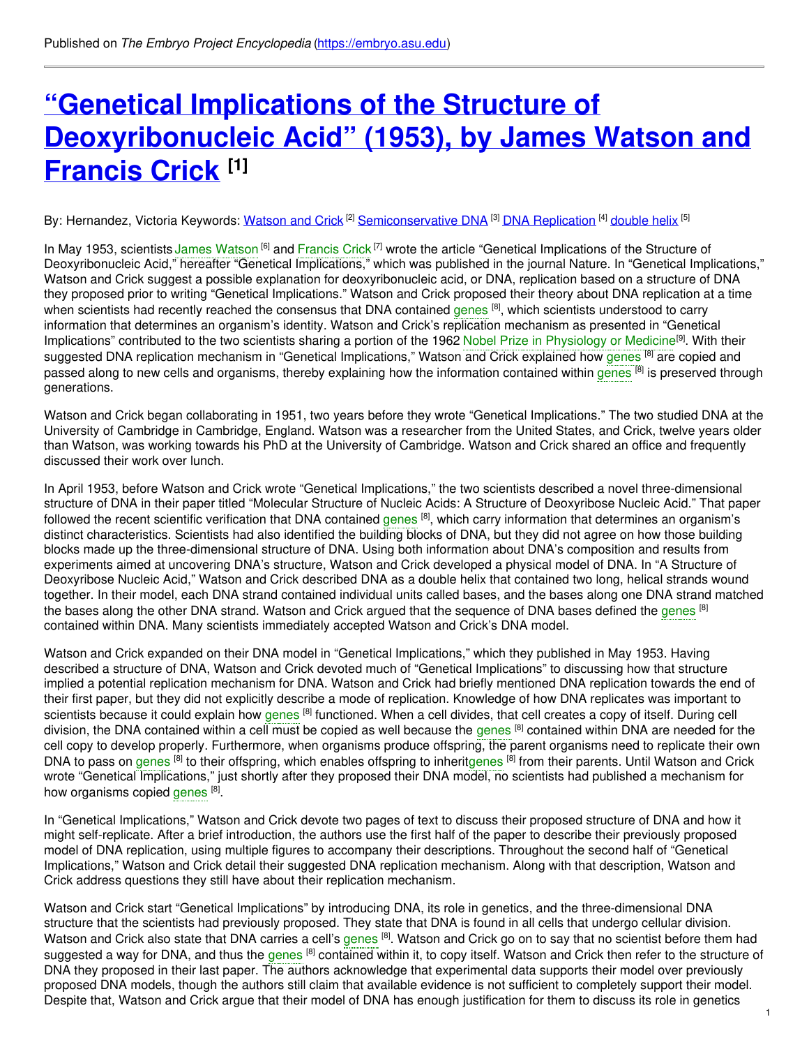Published on *The Embryo Project Encyclopedia* (https://embryo.asu.edu)

# "Genetical Implications of the Structure of Deoxyribonucleic Acid" (1953), by James Watson and Francis Crick [1]

By: Hernandez, Victoria Keywords: Watson and Crick [2] Semiconservative DNA [3] DNA Replication [4] double helix [5]

In May 1953, scientists James Watson [6] and Francis Crick [7] wrote the article "Genetical Implications of the Structure of Deoxyribonucleic Acid," hereafter "Genetical Implications," which was published in the journal Nature. In "Genetical Implications," Watson and Crick suggest a possible explanation for deoxyribonucleic acid, or DNA, replication based on a structure of DNA they proposed prior to writing "Genetical Implications." Watson and Crick proposed their theory about DNA replication at a time when scientists had recently reached the consensus that DNA contained genes [8], which scientists understood to carry information that determines an organism's identity. Watson and Crick's replication mechanism as presented in "Genetical Implications" contributed to the two scientists sharing a portion of the 1962 Nobel Prize in Physiology or Medicine[9]. With their suggested DNA replication mechanism in "Genetical Implications," Watson and Crick explained how genes [8] are copied and passed along to new cells and organisms, thereby explaining how the information contained within genes [8] is preserved through generations.

Watson and Crick began collaborating in 1951, two years before they wrote "Genetical Implications." The two studied DNA at the University of Cambridge in Cambridge, England. Watson was a researcher from the United States, and Crick, twelve years older than Watson, was working towards his PhD at the University of Cambridge. Watson and Crick shared an office and frequently discussed their work over lunch.

In April 1953, before Watson and Crick wrote "Genetical Implications," the two scientists described a novel three-dimensional structure of DNA in their paper titled "Molecular Structure of Nucleic Acids: A Structure of Deoxyribose Nucleic Acid." That paper followed the recent scientific verification that DNA contained genes [8], which carry information that determines an organism's distinct characteristics. Scientists had also identified the building blocks of DNA, but they did not agree on how those building blocks made up the three-dimensional structure of DNA. Using both information about DNA's composition and results from experiments aimed at uncovering DNA's structure, Watson and Crick developed a physical model of DNA. In "A Structure of Deoxyribose Nucleic Acid," Watson and Crick described DNA as a double helix that contained two long, helical strands wound together. In their model, each DNA strand contained individual units called bases, and the bases along one DNA strand matched the bases along the other DNA strand. Watson and Crick argued that the sequence of DNA bases defined the genes [8] contained within DNA. Many scientists immediately accepted Watson and Crick's DNA model.

Watson and Crick expanded on their DNA model in "Genetical Implications," which they published in May 1953. Having described a structure of DNA, Watson and Crick devoted much of "Genetical Implications" to discussing how that structure implied a potential replication mechanism for DNA. Watson and Crick had briefly mentioned DNA replication towards the end of their first paper, but they did not explicitly describe a mode of replication. Knowledge of how DNA replicates was important to scientists because it could explain how genes [8] functioned. When a cell divides, that cell creates a copy of itself. During cell division, the DNA contained within a cell must be copied as well because the genes [8] contained within DNA are needed for the cell copy to develop properly. Furthermore, when organisms produce offspring, the parent organisms need to replicate their own DNA to pass on genes [8] to their offspring, which enables offspring to inheritgenes [8] from their parents. Until Watson and Crick wrote "Genetical Implications," just shortly after they proposed their DNA model, no scientists had published a mechanism for how organisms copied genes [8].

In "Genetical Implications," Watson and Crick devote two pages of text to discuss their proposed structure of DNA and how it might self-replicate. After a brief introduction, the authors use the first half of the paper to describe their previously proposed model of DNA replication, using multiple figures to accompany their descriptions. Throughout the second half of "Genetical Implications," Watson and Crick detail their suggested DNA replication mechanism. Along with that description, Watson and Crick address questions they still have about their replication mechanism.

Watson and Crick start "Genetical Implications" by introducing DNA, its role in genetics, and the three-dimensional DNA structure that the scientists had previously proposed. They state that DNA is found in all cells that undergo cellular division. Watson and Crick also state that DNA carries a cell's genes [8]. Watson and Crick go on to say that no scientist before them had suggested a way for DNA, and thus the genes [8] contained within it, to copy itself. Watson and Crick then refer to the structure of DNA they proposed in their last paper. The authors acknowledge that experimental data supports their model over previously proposed DNA models, though the authors still claim that available evidence is not sufficient to completely support their model. Despite that, Watson and Crick argue that their model of DNA has enough justification for them to discuss its role in genetics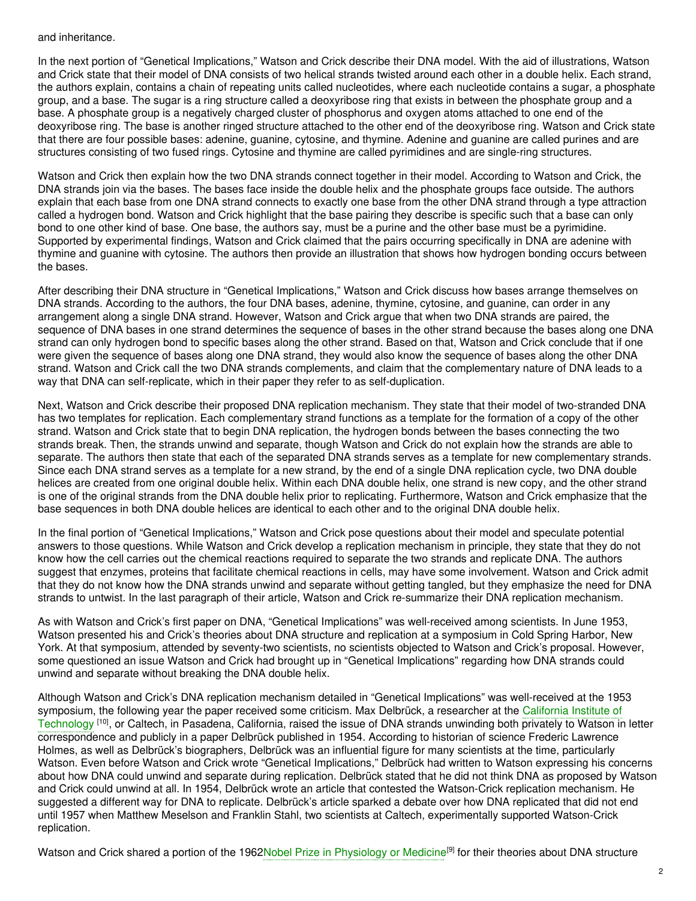and inheritance.

In the next portion of "Genetical Implications," Watson and Crick describe their DNA model. With the aid of illustrations, Watson and Crick state that their model of DNA consists of two helical strands twisted around each other in a double helix. Each strand, the authors explain, contains a chain of repeating units called nucleotides, where each nucleotide contains a sugar, a phosphate group, and a base. The sugar is a ring structure called a deoxyribose ring that exists in between the phosphate group and a base. A phosphate group is a negatively charged cluster of phosphorus and oxygen atoms attached to one end of the deoxyribose ring. The base is another ringed structure attached to the other end of the deoxyribose ring. Watson and Crick state that there are four possible bases: adenine, guanine, cytosine, and thymine. Adenine and guanine are called purines and are structures consisting of two fused rings. Cytosine and thymine are called pyrimidines and are single-ring structures.

Watson and Crick then explain how the two DNA strands connect together in their model. According to Watson and Crick, the DNA strands join via the bases. The bases face inside the double helix and the phosphate groups face outside. The authors explain that each base from one DNA strand connects to exactly one base from the other DNA strand through a type attraction called a hydrogen bond. Watson and Crick highlight that the base pairing they describe is specific such that a base can only bond to one other kind of base. One base, the authors say, must be a purine and the other base must be a pyrimidine. Supported by experimental findings, Watson and Crick claimed that the pairs occurring specifically in DNA are adenine with thymine and guanine with cytosine. The authors then provide an illustration that shows how hydrogen bonding occurs between the bases.

After describing their DNA structure in "Genetical Implications," Watson and Crick discuss how bases arrange themselves on DNA strands. According to the authors, the four DNA bases, adenine, thymine, cytosine, and guanine, can order in any arrangement along a single DNA strand. However, Watson and Crick argue that when two DNA strands are paired, the sequence of DNA bases in one strand determines the sequence of bases in the other strand because the bases along one DNA strand can only hydrogen bond to specific bases along the other strand. Based on that, Watson and Crick conclude that if one were given the sequence of bases along one DNA strand, they would also know the sequence of bases along the other DNA strand. Watson and Crick call the two DNA strands complements, and claim that the complementary nature of DNA leads to a way that DNA can self-replicate, which in their paper they refer to as self-duplication.

Next, Watson and Crick describe their proposed DNA replication mechanism. They state that their model of two-stranded DNA has two templates for replication. Each complementary strand functions as a template for the formation of a copy of the other strand. Watson and Crick state that to begin DNA replication, the hydrogen bonds between the bases connecting the two strands break. Then, the strands unwind and separate, though Watson and Crick do not explain how the strands are able to separate. The authors then state that each of the separated DNA strands serves as a template for new complementary strands. Since each DNA strand serves as a template for a new strand, by the end of a single DNA replication cycle, two DNA double helices are created from one original double helix. Within each DNA double helix, one strand is new copy, and the other strand is one of the original strands from the DNA double helix prior to replicating. Furthermore, Watson and Crick emphasize that the base sequences in both DNA double helices are identical to each other and to the original DNA double helix.

In the final portion of "Genetical Implications," Watson and Crick pose questions about their model and speculate potential answers to those questions. While Watson and Crick develop a replication mechanism in principle, they state that they do not know how the cell carries out the chemical reactions required to separate the two strands and replicate DNA. The authors suggest that enzymes, proteins that facilitate chemical reactions in cells, may have some involvement. Watson and Crick admit that they do not know how the DNA strands unwind and separate without getting tangled, but they emphasize the need for DNA strands to untwist. In the last paragraph of their article, Watson and Crick re-summarize their DNA replication mechanism.

As with Watson and Crick's first paper on DNA, "Genetical Implications" was well-received among scientists. In June 1953, Watson presented his and Crick's theories about DNA structure and replication at a symposium in Cold Spring Harbor, New York. At that symposium, attended by seventy-two scientists, no scientists objected to Watson and Crick's proposal. However, some questioned an issue Watson and Crick had brought up in "Genetical Implications" regarding how DNA strands could unwind and separate without breaking the DNA double helix.

Although Watson and Crick's DNA replication mechanism detailed in "Genetical Implications" was well-received at the 1953 symposium, the following year the paper received some criticism. Max Delbrück, a researcher at the California Institute of Technology [10], or Caltech, in Pasadena, California, raised the issue of DNA strands unwinding both privately to Watson in letter correspondence and publicly in a paper Delbrück published in 1954. According to historian of science Frederic Lawrence Holmes, as well as Delbrück's biographers, Delbrück was an influential figure for many scientists at the time, particularly Watson. Even before Watson and Crick wrote "Genetical Implications," Delbrück had written to Watson expressing his concerns about how DNA could unwind and separate during replication. Delbrück stated that he did not think DNA as proposed by Watson and Crick could unwind at all. In 1954, Delbrück wrote an article that contested the Watson-Crick replication mechanism. He suggested a different way for DNA to replicate. Delbrück's article sparked a debate over how DNA replicated that did not end until 1957 when Matthew Meselson and Franklin Stahl, two scientists at Caltech, experimentally supported Watson-Crick replication.

Watson and Crick shared a portion of the 1962Nobel Prize in Physiology or Medicine[9] for their theories about DNA structure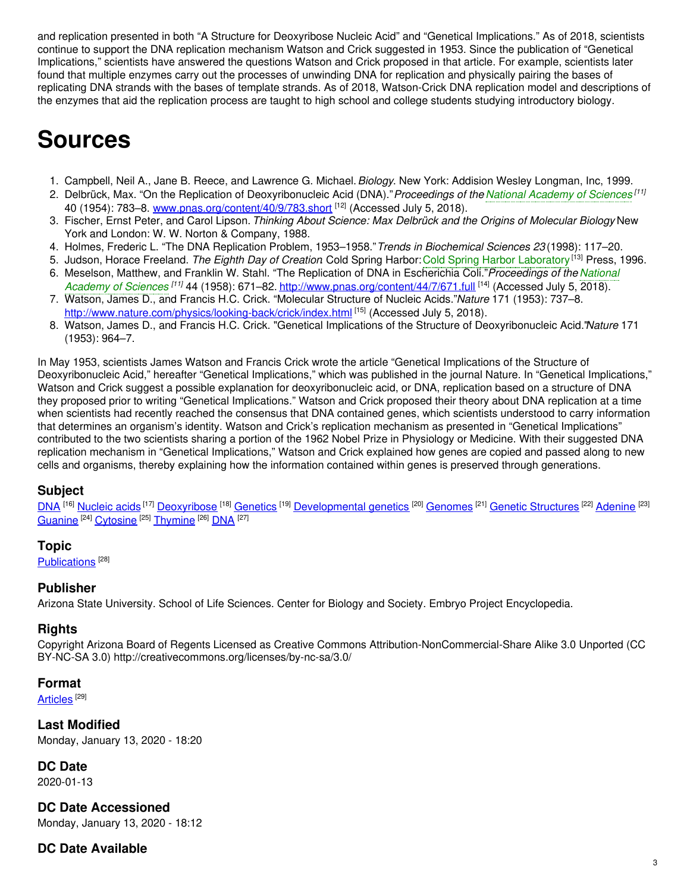and replication presented in both "A Structure for Deoxyribose Nucleic Acid" and "Genetical Implications." As of 2018, scientists continue to support the DNA replication mechanism Watson and Crick suggested in 1953. Since the publication of "Genetical Implications," scientists have answered the questions Watson and Crick proposed in that article. For example, scientists later found that multiple enzymes carry out the processes of unwinding DNA for replication and physically pairing the bases of replicating DNA strands with the bases of template strands. As of 2018, Watson-Crick DNA replication model and descriptions of the enzymes that aid the replication process are taught to high school and college students studying introductory biology.

# Sources

1. Campbell, Neil A., Jane B. Reece, and Lawrence G. Michael. *Biology*. New York: Addision Wesley Longman, Inc, 1999.
2. Delbrück, Max. "On the Replication of Deoxyribonucleic Acid (DNA)." *Proceedings of the National Academy of Sciences* [11] 40 (1954): 783–8. www.pnas.org/content/40/9/783.short [12] (Accessed July 5, 2018).
3. Fischer, Ernst Peter, and Carol Lipson. *Thinking About Science: Max Delbrück and the Origins of Molecular Biology* New York and London: W. W. Norton & Company, 1988.
4. Holmes, Frederic L. "The DNA Replication Problem, 1953–1958." *Trends in Biochemical Sciences 23* (1998): 117–20.
5. Judson, Horace Freeland. *The Eighth Day of Creation* Cold Spring Harbor: Cold Spring Harbor Laboratory [13] Press, 1996.
6. Meselson, Matthew, and Franklin W. Stahl. "The Replication of DNA in Escherichia Coli." *Proceedings of the National Academy of Sciences* [11] 44 (1958): 671–82. http://www.pnas.org/content/44/7/671.full [14] (Accessed July 5, 2018).
7. Watson, James D., and Francis H.C. Crick. "Molecular Structure of Nucleic Acids." *Nature* 171 (1953): 737–8. http://www.nature.com/physics/looking-back/crick/index.html [15] (Accessed July 5, 2018).
8. Watson, James D., and Francis H.C. Crick. "Genetical Implications of the Structure of Deoxyribonucleic Acid." *Nature* 171 (1953): 964–7.

In May 1953, scientists James Watson and Francis Crick wrote the article "Genetical Implications of the Structure of Deoxyribonucleic Acid," hereafter "Genetical Implications," which was published in the journal Nature. In "Genetical Implications," Watson and Crick suggest a possible explanation for deoxyribonucleic acid, or DNA, replication based on a structure of DNA they proposed prior to writing "Genetical Implications." Watson and Crick proposed their theory about DNA replication at a time when scientists had recently reached the consensus that DNA contained genes, which scientists understood to carry information that determines an organism's identity. Watson and Crick's replication mechanism as presented in "Genetical Implications" contributed to the two scientists sharing a portion of the 1962 Nobel Prize in Physiology or Medicine. With their suggested DNA replication mechanism in "Genetical Implications," Watson and Crick explained how genes are copied and passed along to new cells and organisms, thereby explaining how the information contained within genes is preserved through generations.

### Subject

DNA [16] Nucleic acids [17] Deoxyribose [18] Genetics [19] Developmental genetics [20] Genomes [21] Genetic Structures [22] Adenine [23] Guanine [24] Cytosine [25] Thymine [26] DNA [27]

### Topic

Publications [28]

### Publisher

Arizona State University. School of Life Sciences. Center for Biology and Society. Embryo Project Encyclopedia.

### Rights

Copyright Arizona Board of Regents Licensed as Creative Commons Attribution-NonCommercial-Share Alike 3.0 Unported (CC BY-NC-SA 3.0) http://creativecommons.org/licenses/by-nc-sa/3.0/

### Format

Articles [29]

### Last Modified

Monday, January 13, 2020 - 18:20

### DC Date

2020-01-13

### DC Date Accessioned

Monday, January 13, 2020 - 18:12

### DC Date Available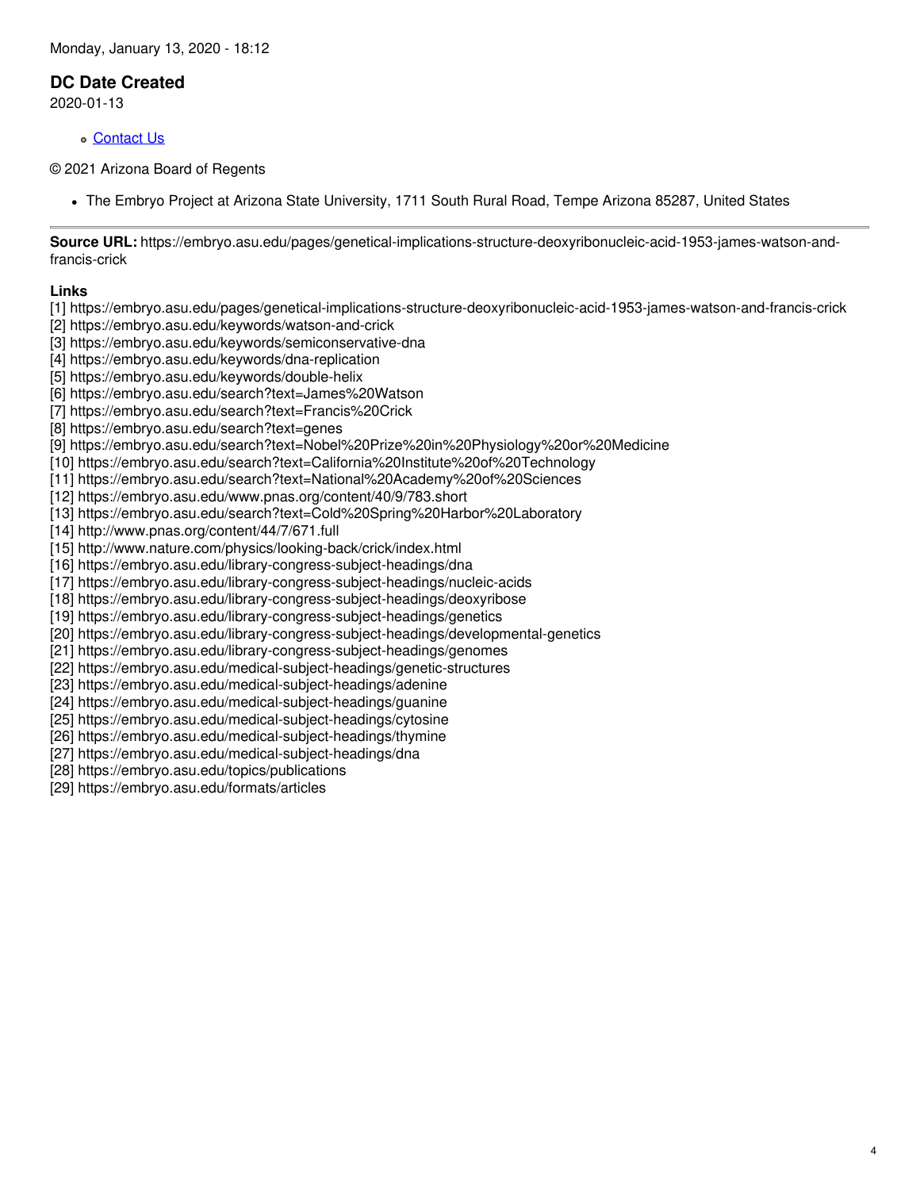Monday, January 13, 2020 - 18:12

## DC Date Created

2020-01-13

- Contact Us

© 2021 Arizona Board of Regents

- The Embryo Project at Arizona State University, 1711 South Rural Road, Tempe Arizona 85287, United States

---

**Source URL:** https://embryo.asu.edu/pages/genetical-implications-structure-deoxyribonucleic-acid-1953-james-watson-and-francis-crick

**Links**

[1] https://embryo.asu.edu/pages/genetical-implications-structure-deoxyribonucleic-acid-1953-james-watson-and-francis-crick
[2] https://embryo.asu.edu/keywords/watson-and-crick
[3] https://embryo.asu.edu/keywords/semiconservative-dna
[4] https://embryo.asu.edu/keywords/dna-replication
[5] https://embryo.asu.edu/keywords/double-helix
[6] https://embryo.asu.edu/search?text=James%20Watson
[7] https://embryo.asu.edu/search?text=Francis%20Crick
[8] https://embryo.asu.edu/search?text=genes
[9] https://embryo.asu.edu/search?text=Nobel%20Prize%20in%20Physiology%20or%20Medicine
[10] https://embryo.asu.edu/search?text=California%20Institute%20of%20Technology
[11] https://embryo.asu.edu/search?text=National%20Academy%20of%20Sciences
[12] https://embryo.asu.edu/www.pnas.org/content/40/9/783.short
[13] https://embryo.asu.edu/search?text=Cold%20Spring%20Harbor%20Laboratory
[14] http://www.pnas.org/content/44/7/671.full
[15] http://www.nature.com/physics/looking-back/crick/index.html
[16] https://embryo.asu.edu/library-congress-subject-headings/dna
[17] https://embryo.asu.edu/library-congress-subject-headings/nucleic-acids
[18] https://embryo.asu.edu/library-congress-subject-headings/deoxyribose
[19] https://embryo.asu.edu/library-congress-subject-headings/genetics
[20] https://embryo.asu.edu/library-congress-subject-headings/developmental-genetics
[21] https://embryo.asu.edu/library-congress-subject-headings/genomes
[22] https://embryo.asu.edu/medical-subject-headings/genetic-structures
[23] https://embryo.asu.edu/medical-subject-headings/adenine
[24] https://embryo.asu.edu/medical-subject-headings/guanine
[25] https://embryo.asu.edu/medical-subject-headings/cytosine
[26] https://embryo.asu.edu/medical-subject-headings/thymine
[27] https://embryo.asu.edu/medical-subject-headings/dna
[28] https://embryo.asu.edu/topics/publications
[29] https://embryo.asu.edu/formats/articles